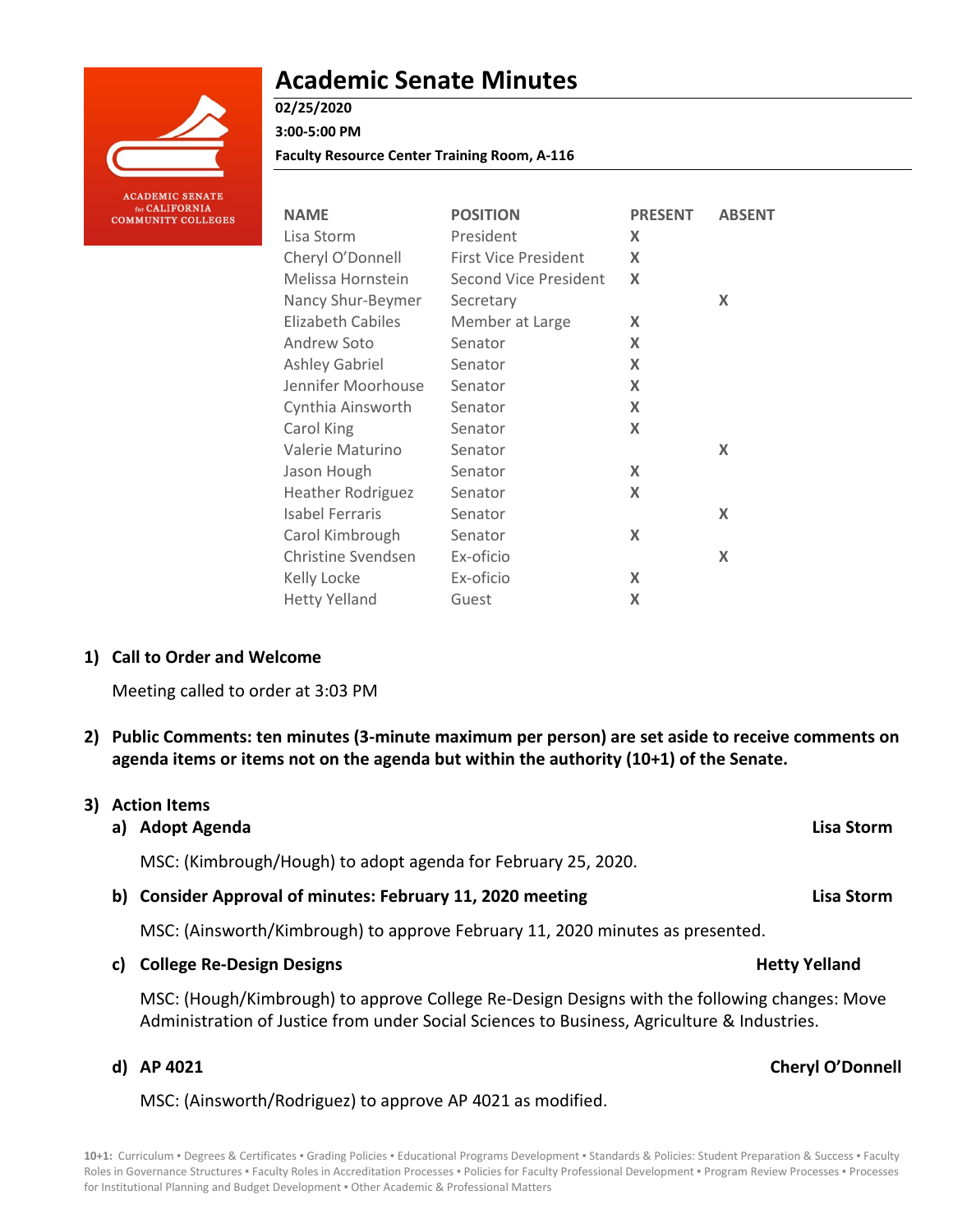# Academic Senate Minutes

**02/25/2020**

**3:00-5:00 PM**

**Faculty Resource Center Training Room, A-116**

| NAME | POSITION | PRESENT | ABSENT |
|---|---|---|---|
| Lisa Storm | President | X | |
| Cheryl O'Donnell | First Vice President | X | |
| Melissa Hornstein | Second Vice President | X | |
| Nancy Shur-Beymer | Secretary | | X |
| Elizabeth Cabiles | Member at Large | X | |
| Andrew Soto | Senator | X | |
| Ashley Gabriel | Senator | X | |
| Jennifer Moorhouse | Senator | X | |
| Cynthia Ainsworth | Senator | X | |
| Carol King | Senator | X | |
| Valerie Maturino | Senator | | X |
| Jason Hough | Senator | X | |
| Heather Rodriguez | Senator | X | |
| Isabel Ferraris | Senator | | X |
| Carol Kimbrough | Senator | X | |
| Christine Svendsen | Ex-oficio | | X |
| Kelly Locke | Ex-oficio | X | |
| Hetty Yelland | Guest | X | |

## 1) Call to Order and Welcome

Meeting called to order at 3:03 PM

## 2) Public Comments: ten minutes (3-minute maximum per person) are set aside to receive comments on agenda items or items not on the agenda but within the authority (10+1) of the Senate.

## 3) Action Items

### a) Adopt Agenda — Lisa Storm

MSC: (Kimbrough/Hough) to adopt agenda for February 25, 2020.

### b) Consider Approval of minutes: February 11, 2020 meeting — Lisa Storm

MSC: (Ainsworth/Kimbrough) to approve February 11, 2020 minutes as presented.

### c) College Re-Design Designs — Hetty Yelland

MSC: (Hough/Kimbrough) to approve College Re-Design Designs with the following changes: Move Administration of Justice from under Social Sciences to Business, Agriculture & Industries.

### d) AP 4021 — Cheryl O'Donnell

MSC: (Ainsworth/Rodriguez) to approve AP 4021 as modified.

**10+1:** Curriculum ▪ Degrees & Certificates ▪ Grading Policies ▪ Educational Programs Development ▪ Standards & Policies: Student Preparation & Success ▪ Faculty Roles in Governance Structures ▪ Faculty Roles in Accreditation Processes ▪ Policies for Faculty Professional Development ▪ Program Review Processes ▪ Processes for Institutional Planning and Budget Development ▪ Other Academic & Professional Matters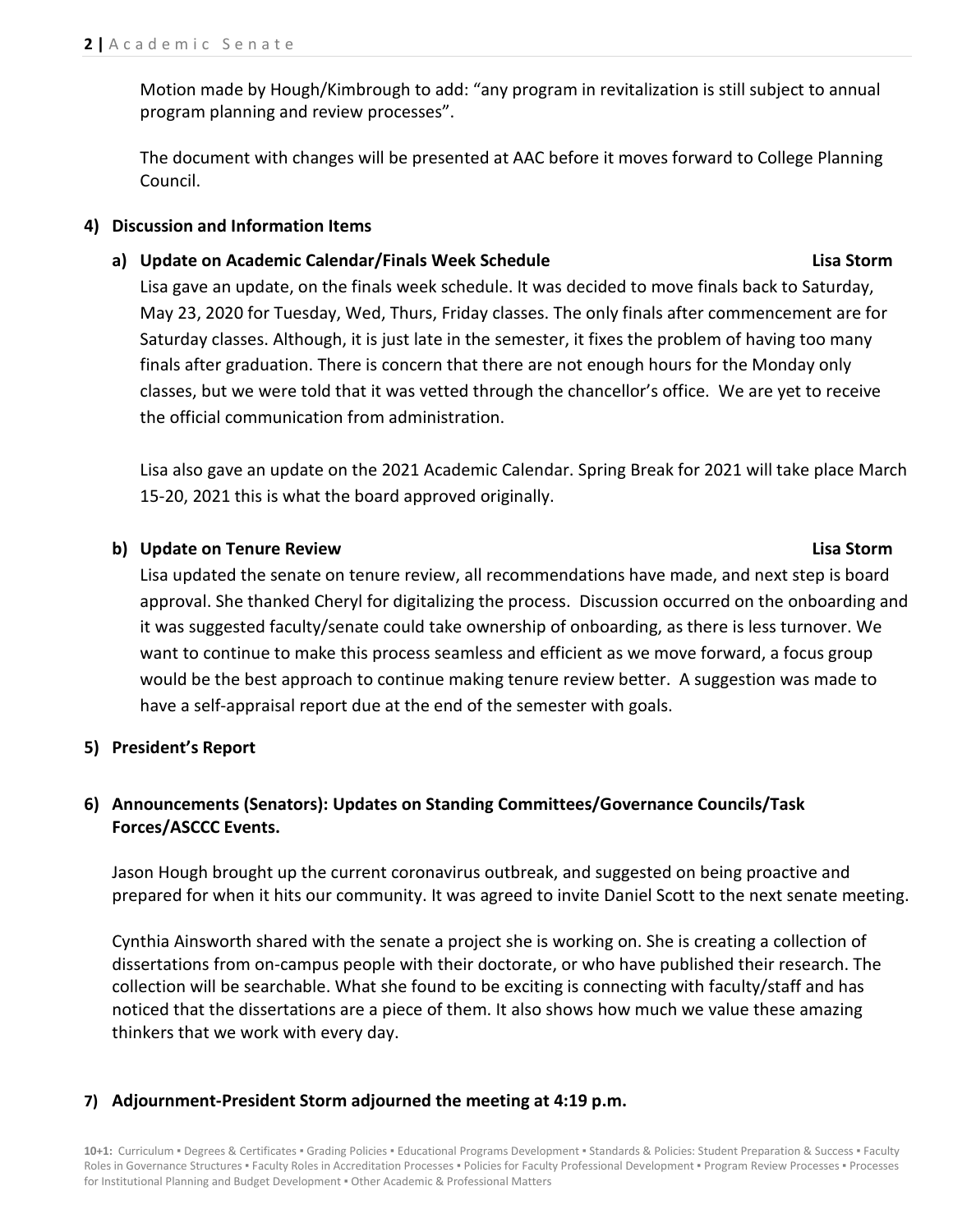Motion made by Hough/Kimbrough to add: “any program in revitalization is still subject to annual program planning and review processes”.

The document with changes will be presented at AAC before it moves forward to College Planning Council.

**4) Discussion and Information Items**

**a) Update on Academic Calendar/Finals Week Schedule** **Lisa Storm**

Lisa gave an update, on the finals week schedule. It was decided to move finals back to Saturday, May 23, 2020 for Tuesday, Wed, Thurs, Friday classes. The only finals after commencement are for Saturday classes. Although, it is just late in the semester, it fixes the problem of having too many finals after graduation. There is concern that there are not enough hours for the Monday only classes, but we were told that it was vetted through the chancellor’s office. We are yet to receive the official communication from administration.

Lisa also gave an update on the 2021 Academic Calendar. Spring Break for 2021 will take place March 15-20, 2021 this is what the board approved originally.

**b) Update on Tenure Review** **Lisa Storm**

Lisa updated the senate on tenure review, all recommendations have made, and next step is board approval. She thanked Cheryl for digitalizing the process. Discussion occurred on the onboarding and it was suggested faculty/senate could take ownership of onboarding, as there is less turnover. We want to continue to make this process seamless and efficient as we move forward, a focus group would be the best approach to continue making tenure review better. A suggestion was made to have a self-appraisal report due at the end of the semester with goals.

**5) President’s Report**

**6) Announcements (Senators): Updates on Standing Committees/Governance Councils/Task Forces/ASCCC Events.**

Jason Hough brought up the current coronavirus outbreak, and suggested on being proactive and prepared for when it hits our community. It was agreed to invite Daniel Scott to the next senate meeting.

Cynthia Ainsworth shared with the senate a project she is working on. She is creating a collection of dissertations from on-campus people with their doctorate, or who have published their research. The collection will be searchable. What she found to be exciting is connecting with faculty/staff and has noticed that the dissertations are a piece of them. It also shows how much we value these amazing thinkers that we work with every day.

**7) Adjournment-President Storm adjourned the meeting at 4:19 p.m.**

**10+1:** Curriculum ▪ Degrees & Certificates ▪ Grading Policies ▪ Educational Programs Development ▪ Standards & Policies: Student Preparation & Success ▪ Faculty Roles in Governance Structures ▪ Faculty Roles in Accreditation Processes ▪ Policies for Faculty Professional Development ▪ Program Review Processes ▪ Processes for Institutional Planning and Budget Development ▪ Other Academic & Professional Matters